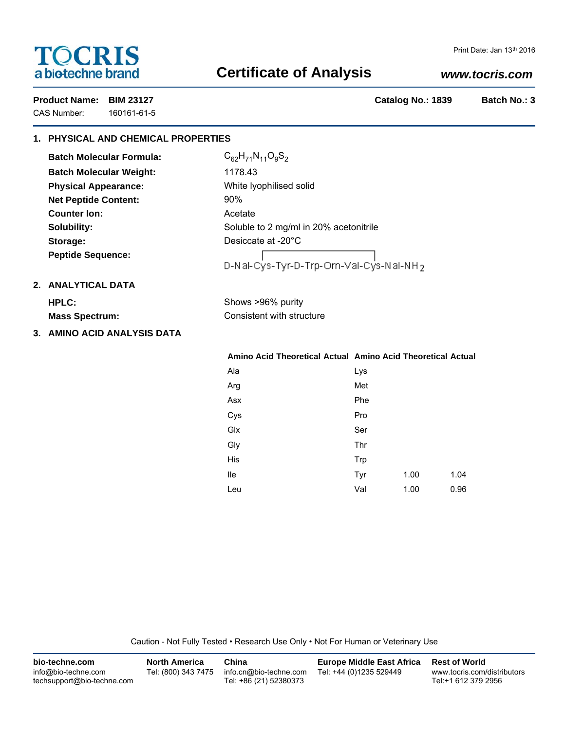# TOCRIS
a biotechne brand

Print Date: Jan 13th 2016

## Certificate of Analysis

www.tocris.com

**Product Name: BIM 23127** | **Catalog No.: 1839** | **Batch No.: 3**

CAS Number: 160161-61-5

### 1. PHYSICAL AND CHEMICAL PROPERTIES

**Batch Molecular Formula:** $C_{62}H_{71}N_{11}O_9S_2$

**Batch Molecular Weight:** 1178.43

**Physical Appearance:** White lyophilised solid

**Net Peptide Content:** 90%

**Counter Ion:** Acetate

**Solubility:** Soluble to 2 mg/ml in 20% acetonitrile

**Storage:** Desiccate at -20°C

**Peptide Sequence:** D-Nal-Cys-Tyr-D-Trp-Orn-Val-Cys-Nal-$NH_2$ (disulfide bridge Cys–Cys)

### 2. ANALYTICAL DATA

**HPLC:** Shows >96% purity

**Mass Spectrum:** Consistent with structure

### 3. AMINO ACID ANALYSIS DATA

| Amino Acid | Theoretical | Actual | Amino Acid | Theoretical | Actual |
|---|---|---|---|---|---|
| Ala | | | Lys | | |
| Arg | | | Met | | |
| Asx | | | Phe | | |
| Cys | | | Pro | | |
| Glx | | | Ser | | |
| Gly | | | Thr | | |
| His | | | Trp | | |
| Ile | | | Tyr | 1.00 | 1.04 |
| Leu | | | Val | 1.00 | 0.96 |

Caution - Not Fully Tested • Research Use Only • Not For Human or Veterinary Use

**bio-techne.com**
info@bio-techne.com
techsupport@bio-techne.com

**North America**
Tel: (800) 343 7475

**China**
info.cn@bio-techne.com
Tel: +86 (21) 52380373

**Europe Middle East Africa**
Tel: +44 (0)1235 529449

**Rest of World**
www.tocris.com/distributors
Tel:+1 612 379 2956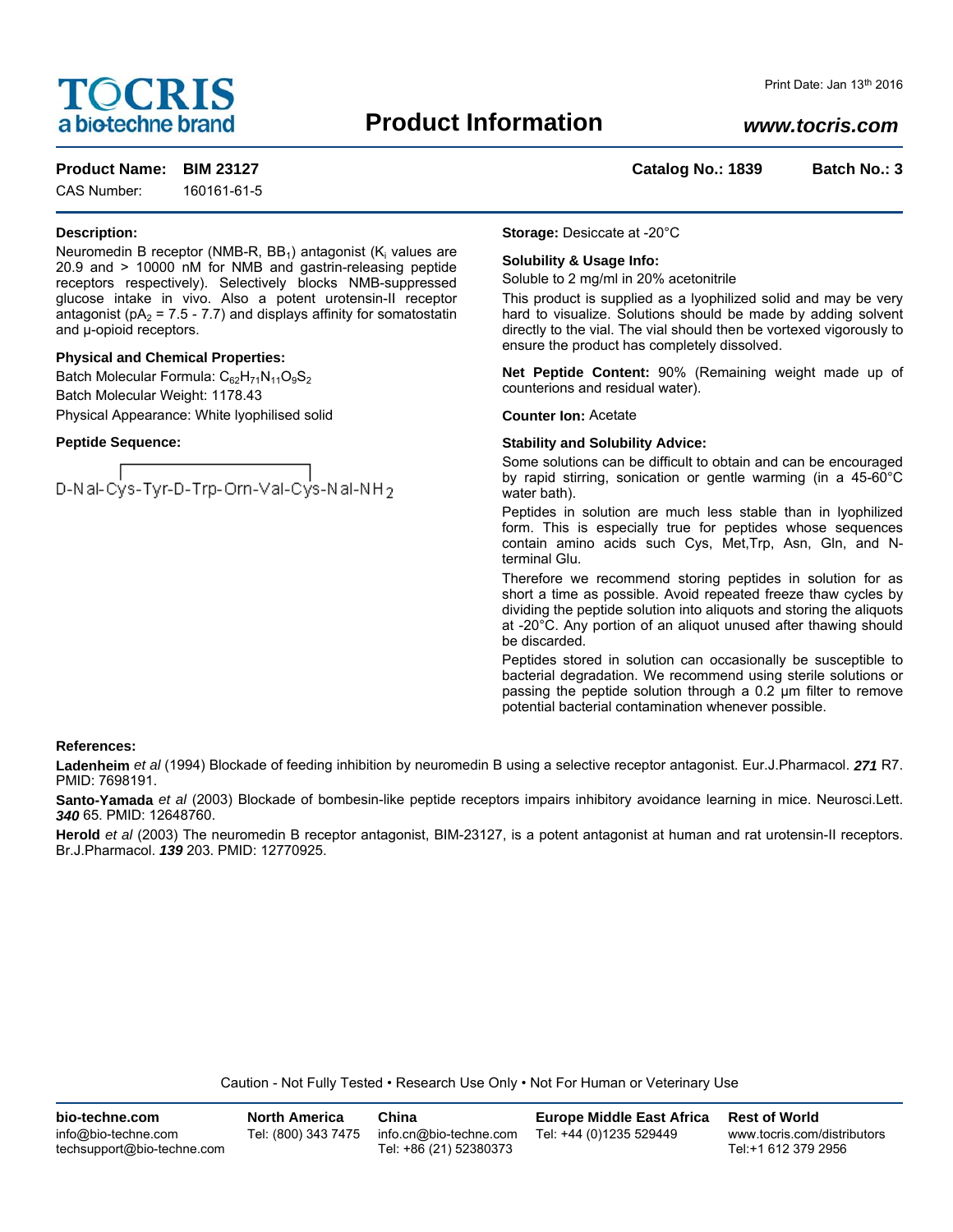# Product Information

**Product Name: BIM 23127** **Catalog No.: 1839** **Batch No.: 3**

CAS Number: 160161-61-5

### Description:

Neuromedin B receptor (NMB-R, $BB_1$) antagonist ($K_i$ values are 20.9 and > 10000 nM for NMB and gastrin-releasing peptide receptors respectively). Selectively blocks NMB-suppressed glucose intake in vivo. Also a potent urotensin-II receptor antagonist ($pA_2$ = 7.5 - 7.7) and displays affinity for somatostatin and μ-opioid receptors.

### Physical and Chemical Properties:

Batch Molecular Formula: $C_{62}H_{71}N_{11}O_9S_2$

Batch Molecular Weight: 1178.43

Physical Appearance: White lyophilised solid

### Peptide Sequence:

D-Nal-Cys-Tyr-D-Trp-Orn-Val-Cys-Nal-$NH_2$

**Storage:** Desiccate at -20°C

### Solubility & Usage Info:

Soluble to 2 mg/ml in 20% acetonitrile

This product is supplied as a lyophilized solid and may be very hard to visualize. Solutions should be made by adding solvent directly to the vial. The vial should then be vortexed vigorously to ensure the product has completely dissolved.

**Net Peptide Content:** 90% (Remaining weight made up of counterions and residual water).

**Counter Ion:** Acetate

### Stability and Solubility Advice:

Some solutions can be difficult to obtain and can be encouraged by rapid stirring, sonication or gentle warming (in a 45-60°C water bath).

Peptides in solution are much less stable than in lyophilized form. This is especially true for peptides whose sequences contain amino acids such Cys, Met,Trp, Asn, Gln, and N-terminal Glu.

Therefore we recommend storing peptides in solution for as short a time as possible. Avoid repeated freeze thaw cycles by dividing the peptide solution into aliquots and storing the aliquots at -20°C. Any portion of an aliquot unused after thawing should be discarded.

Peptides stored in solution can occasionally be susceptible to bacterial degradation. We recommend using sterile solutions or passing the peptide solution through a 0.2 μm filter to remove potential bacterial contamination whenever possible.

### References:

**Ladenheim** *et al* (1994) Blockade of feeding inhibition by neuromedin B using a selective receptor antagonist. Eur.J.Pharmacol. ***271*** R7. PMID: 7698191.

**Santo-Yamada** *et al* (2003) Blockade of bombesin-like peptide receptors impairs inhibitory avoidance learning in mice. Neurosci.Lett. ***340*** 65. PMID: 12648760.

**Herold** *et al* (2003) The neuromedin B receptor antagonist, BIM-23127, is a potent antagonist at human and rat urotensin-II receptors. Br.J.Pharmacol. ***139*** 203. PMID: 12770925.

Caution - Not Fully Tested • Research Use Only • Not For Human or Veterinary Use

**bio-techne.com**
info@bio-techne.com
techsupport@bio-techne.com

**North America**
Tel: (800) 343 7475

**China**
info.cn@bio-techne.com
Tel: +86 (21) 52380373

**Europe Middle East Africa**
Tel: +44 (0)1235 529449

**Rest of World**
www.tocris.com/distributors
Tel:+1 612 379 2956